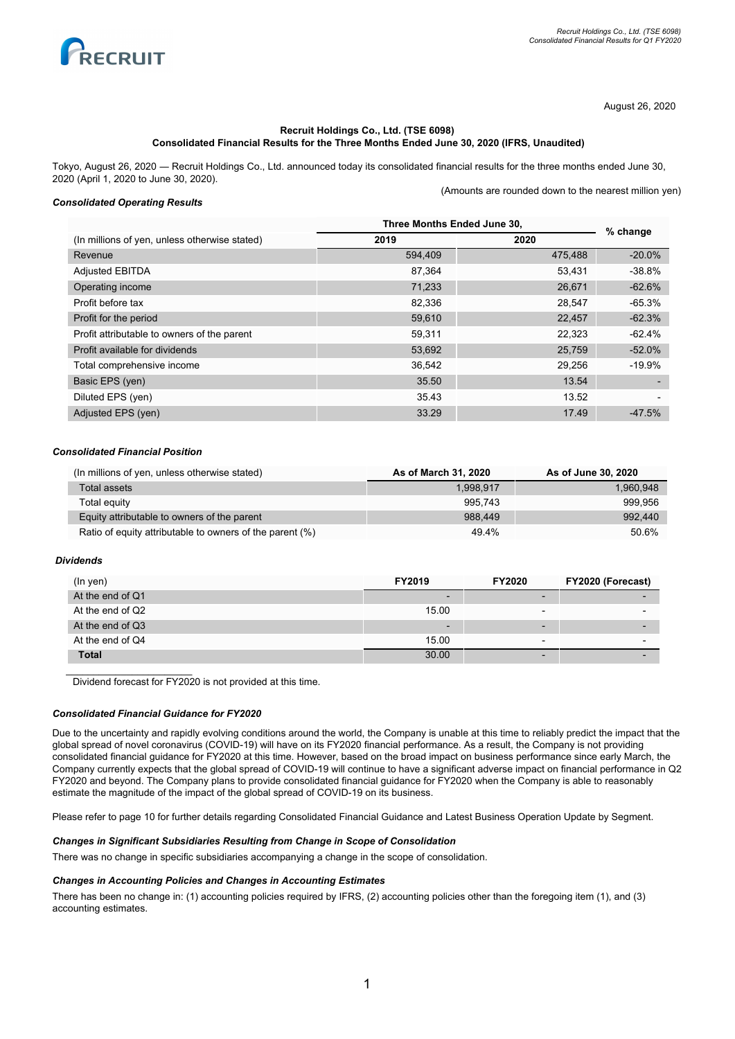August 26, 2020

**Recruit Holdings Co., Ltd. (TSE 6098)**
**Consolidated Financial Results for the Three Months Ended June 30, 2020 (IFRS, Unaudited)**

Tokyo, August 26, 2020 — Recruit Holdings Co., Ltd. announced today its consolidated financial results for the three months ended June 30, 2020 (April 1, 2020 to June 30, 2020).

(Amounts are rounded down to the nearest million yen)

***Consolidated Operating Results***

| | Three Months Ended June 30, | | % change |
|---|---|---|---|
| (In millions of yen, unless otherwise stated) | 2019 | 2020 | |
| Revenue | 594,409 | 475,488 | -20.0% |
| Adjusted EBITDA | 87,364 | 53,431 | -38.8% |
| Operating income | 71,233 | 26,671 | -62.6% |
| Profit before tax | 82,336 | 28,547 | -65.3% |
| Profit for the period | 59,610 | 22,457 | -62.3% |
| Profit attributable to owners of the parent | 59,311 | 22,323 | -62.4% |
| Profit available for dividends | 53,692 | 25,759 | -52.0% |
| Total comprehensive income | 36,542 | 29,256 | -19.9% |
| Basic EPS (yen) | 35.50 | 13.54 | - |
| Diluted EPS (yen) | 35.43 | 13.52 | - |
| Adjusted EPS (yen) | 33.29 | 17.49 | -47.5% |

***Consolidated Financial Position***

| (In millions of yen, unless otherwise stated) | As of March 31, 2020 | As of June 30, 2020 |
|---|---|---|
| Total assets | 1,998,917 | 1,960,948 |
| Total equity | 995,743 | 999,956 |
| Equity attributable to owners of the parent | 988,449 | 992,440 |
| Ratio of equity attributable to owners of the parent (%) | 49.4% | 50.6% |

***Dividends***

| (In yen) | FY2019 | FY2020 | FY2020 (Forecast) |
|---|---|---|---|
| At the end of Q1 | - | - | - |
| At the end of Q2 | 15.00 | - | - |
| At the end of Q3 | - | - | - |
| At the end of Q4 | 15.00 | - | - |
| **Total** | 30.00 | - | - |

Dividend forecast for FY2020 is not provided at this time.

***Consolidated Financial Guidance for FY2020***

Due to the uncertainty and rapidly evolving conditions around the world, the Company is unable at this time to reliably predict the impact that the global spread of novel coronavirus (COVID-19) will have on its FY2020 financial performance. As a result, the Company is not providing consolidated financial guidance for FY2020 at this time. However, based on the broad impact on business performance since early March, the Company currently expects that the global spread of COVID-19 will continue to have a significant adverse impact on financial performance in Q2 FY2020 and beyond. The Company plans to provide consolidated financial guidance for FY2020 when the Company is able to reasonably estimate the magnitude of the impact of the global spread of COVID-19 on its business.

Please refer to page 10 for further details regarding Consolidated Financial Guidance and Latest Business Operation Update by Segment.

***Changes in Significant Subsidiaries Resulting from Change in Scope of Consolidation***

There was no change in specific subsidiaries accompanying a change in the scope of consolidation.

***Changes in Accounting Policies and Changes in Accounting Estimates***

There has been no change in: (1) accounting policies required by IFRS, (2) accounting policies other than the foregoing item (1), and (3) accounting estimates.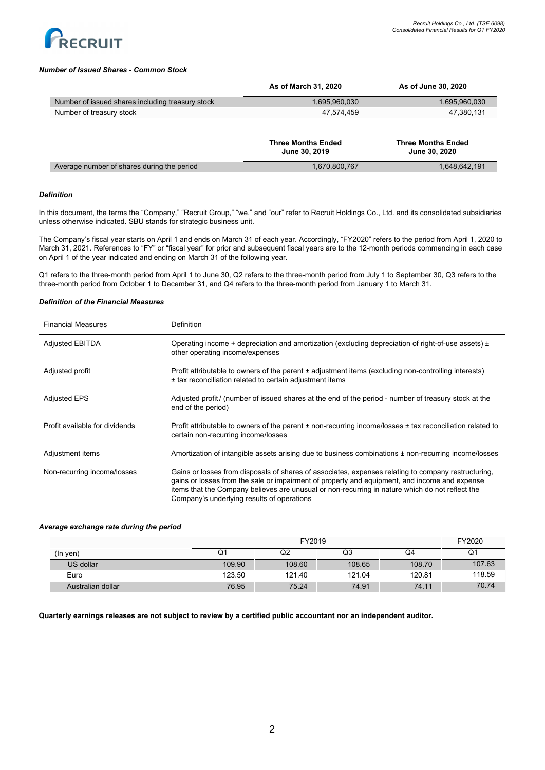### *Number of Issued Shares - Common Stock*

| | As of March 31, 2020 | As of June 30, 2020 |
|---|---|---|
| Number of issued shares including treasury stock | 1,695,960,030 | 1,695,960,030 |
| Number of treasury stock | 47,574,459 | 47,380,131 |

| | Three Months Ended June 30, 2019 | Three Months Ended June 30, 2020 |
|---|---|---|
| Average number of shares during the period | 1,670,800,767 | 1,648,642,191 |

### *Definition*

In this document, the terms the "Company," "Recruit Group," "we," and "our" refer to Recruit Holdings Co., Ltd. and its consolidated subsidiaries unless otherwise indicated. SBU stands for strategic business unit.

The Company's fiscal year starts on April 1 and ends on March 31 of each year. Accordingly, "FY2020" refers to the period from April 1, 2020 to March 31, 2021. References to "FY" or "fiscal year" for prior and subsequent fiscal years are to the 12-month periods commencing in each case on April 1 of the year indicated and ending on March 31 of the following year.

Q1 refers to the three-month period from April 1 to June 30, Q2 refers to the three-month period from July 1 to September 30, Q3 refers to the three-month period from October 1 to December 31, and Q4 refers to the three-month period from January 1 to March 31.

### *Definition of the Financial Measures*

| Financial Measures | Definition |
|---|---|
| Adjusted EBITDA | Operating income + depreciation and amortization (excluding depreciation of right-of-use assets) ± other operating income/expenses |
| Adjusted profit | Profit attributable to owners of the parent ± adjustment items (excluding non-controlling interests) ± tax reconciliation related to certain adjustment items |
| Adjusted EPS | Adjusted profit / (number of issued shares at the end of the period - number of treasury stock at the end of the period) |
| Profit available for dividends | Profit attributable to owners of the parent ± non-recurring income/losses ± tax reconciliation related to certain non-recurring income/losses |
| Adjustment items | Amortization of intangible assets arising due to business combinations ± non-recurring income/losses |
| Non-recurring income/losses | Gains or losses from disposals of shares of associates, expenses relating to company restructuring, gains or losses from the sale or impairment of property and equipment, and income and expense items that the Company believes are unusual or non-recurring in nature which do not reflect the Company's underlying results of operations |

### *Average exchange rate during the period*

| | FY2019 | | | | FY2020 |
|---|---|---|---|---|---|
| (In yen) | Q1 | Q2 | Q3 | Q4 | Q1 |
| US dollar | 109.90 | 108.60 | 108.65 | 108.70 | 107.63 |
| Euro | 123.50 | 121.40 | 121.04 | 120.81 | 118.59 |
| Australian dollar | 76.95 | 75.24 | 74.91 | 74.11 | 70.74 |

**Quarterly earnings releases are not subject to review by a certified public accountant nor an independent auditor.**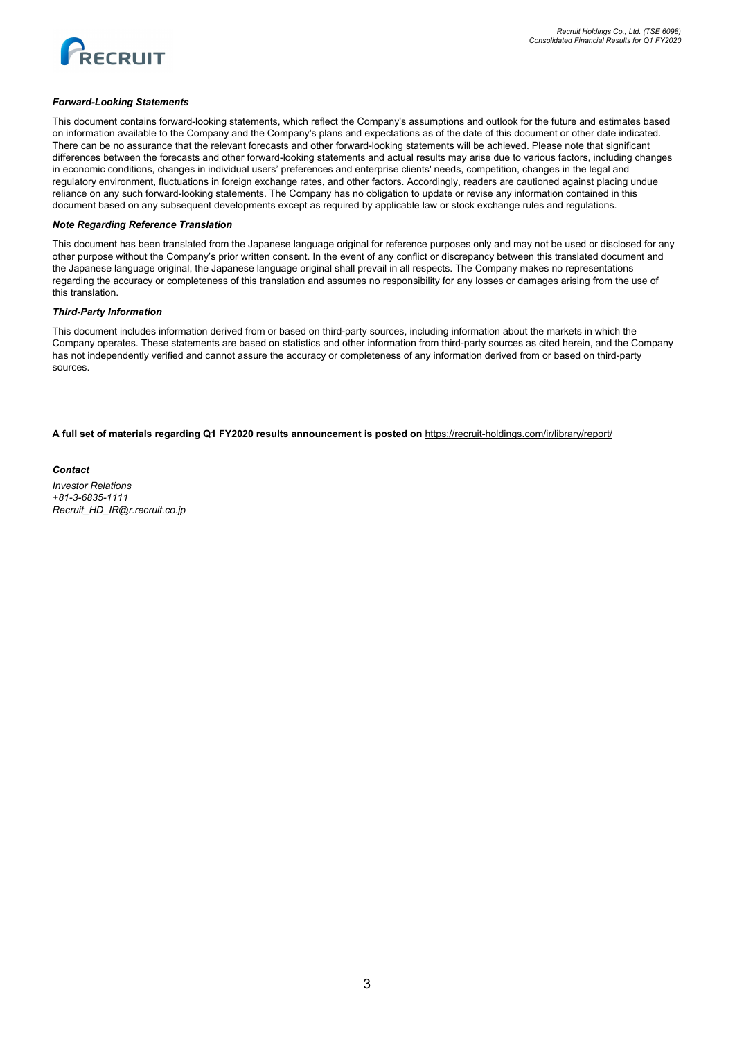***Forward-Looking Statements***

This document contains forward-looking statements, which reflect the Company's assumptions and outlook for the future and estimates based on information available to the Company and the Company's plans and expectations as of the date of this document or other date indicated. There can be no assurance that the relevant forecasts and other forward-looking statements will be achieved. Please note that significant differences between the forecasts and other forward-looking statements and actual results may arise due to various factors, including changes in economic conditions, changes in individual users' preferences and enterprise clients' needs, competition, changes in the legal and regulatory environment, fluctuations in foreign exchange rates, and other factors. Accordingly, readers are cautioned against placing undue reliance on any such forward-looking statements. The Company has no obligation to update or revise any information contained in this document based on any subsequent developments except as required by applicable law or stock exchange rules and regulations.

***Note Regarding Reference Translation***

This document has been translated from the Japanese language original for reference purposes only and may not be used or disclosed for any other purpose without the Company's prior written consent. In the event of any conflict or discrepancy between this translated document and the Japanese language original, the Japanese language original shall prevail in all respects. The Company makes no representations regarding the accuracy or completeness of this translation and assumes no responsibility for any losses or damages arising from the use of this translation.

***Third-Party Information***

This document includes information derived from or based on third-party sources, including information about the markets in which the Company operates. These statements are based on statistics and other information from third-party sources as cited herein, and the Company has not independently verified and cannot assure the accuracy or completeness of any information derived from or based on third-party sources.

**A full set of materials regarding Q1 FY2020 results announcement is posted on** https://recruit-holdings.com/ir/library/report/

***Contact***

*Investor Relations*
*+81-3-6835-1111*
*Recruit_HD_IR@r.recruit.co.jp*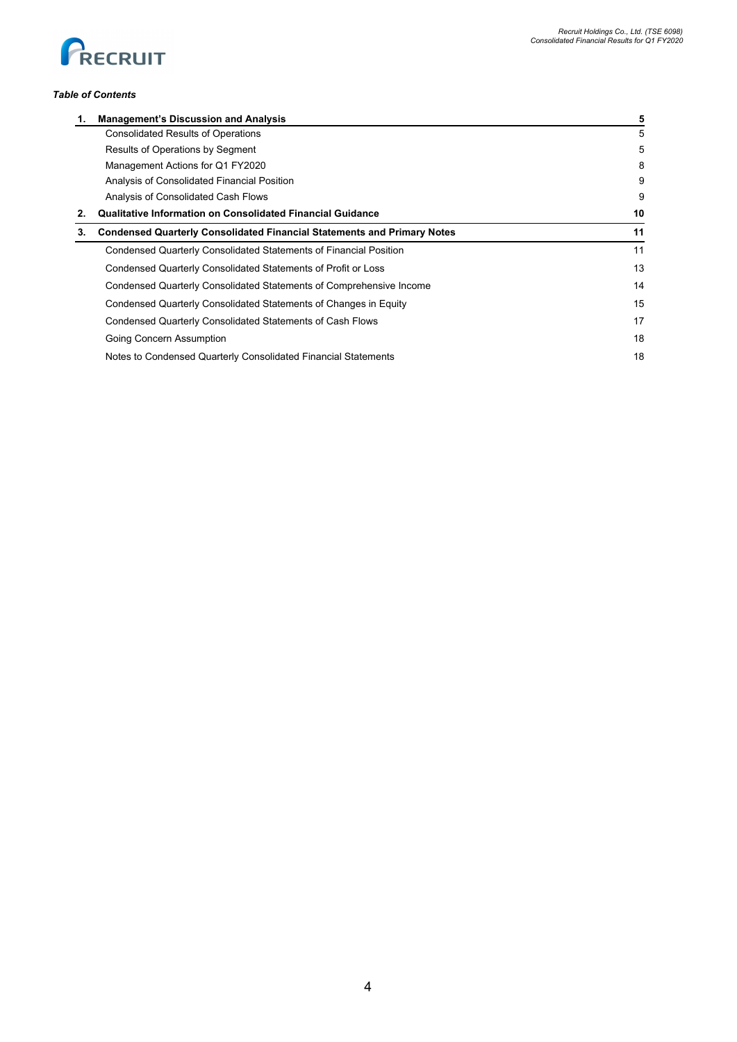***Table of Contents***

| | | |
|---|---|---|
| **1.** | **Management's Discussion and Analysis** | **5** |
| | Consolidated Results of Operations | 5 |
| | Results of Operations by Segment | 5 |
| | Management Actions for Q1 FY2020 | 8 |
| | Analysis of Consolidated Financial Position | 9 |
| | Analysis of Consolidated Cash Flows | 9 |
| **2.** | **Qualitative Information on Consolidated Financial Guidance** | **10** |
| **3.** | **Condensed Quarterly Consolidated Financial Statements and Primary Notes** | **11** |
| | Condensed Quarterly Consolidated Statements of Financial Position | 11 |
| | Condensed Quarterly Consolidated Statements of Profit or Loss | 13 |
| | Condensed Quarterly Consolidated Statements of Comprehensive Income | 14 |
| | Condensed Quarterly Consolidated Statements of Changes in Equity | 15 |
| | Condensed Quarterly Consolidated Statements of Cash Flows | 17 |
| | Going Concern Assumption | 18 |
| | Notes to Condensed Quarterly Consolidated Financial Statements | 18 |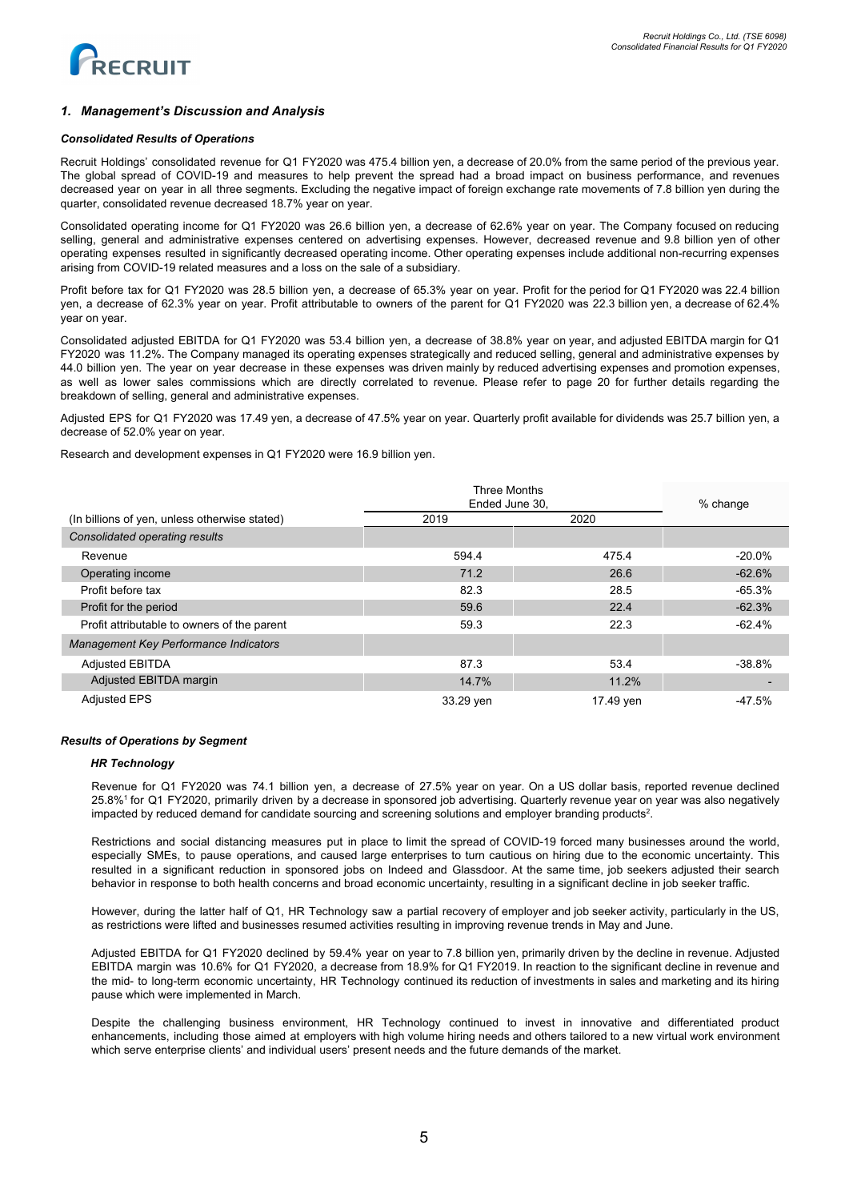## 1. Management's Discussion and Analysis

### Consolidated Results of Operations

Recruit Holdings' consolidated revenue for Q1 FY2020 was 475.4 billion yen, a decrease of 20.0% from the same period of the previous year. The global spread of COVID-19 and measures to help prevent the spread had a broad impact on business performance, and revenues decreased year on year in all three segments. Excluding the negative impact of foreign exchange rate movements of 7.8 billion yen during the quarter, consolidated revenue decreased 18.7% year on year.

Consolidated operating income for Q1 FY2020 was 26.6 billion yen, a decrease of 62.6% year on year. The Company focused on reducing selling, general and administrative expenses centered on advertising expenses. However, decreased revenue and 9.8 billion yen of other operating expenses resulted in significantly decreased operating income. Other operating expenses include additional non-recurring expenses arising from COVID-19 related measures and a loss on the sale of a subsidiary.

Profit before tax for Q1 FY2020 was 28.5 billion yen, a decrease of 65.3% year on year. Profit for the period for Q1 FY2020 was 22.4 billion yen, a decrease of 62.3% year on year. Profit attributable to owners of the parent for Q1 FY2020 was 22.3 billion yen, a decrease of 62.4% year on year.

Consolidated adjusted EBITDA for Q1 FY2020 was 53.4 billion yen, a decrease of 38.8% year on year, and adjusted EBITDA margin for Q1 FY2020 was 11.2%. The Company managed its operating expenses strategically and reduced selling, general and administrative expenses by 44.0 billion yen. The year on year decrease in these expenses was driven mainly by reduced advertising expenses and promotion expenses, as well as lower sales commissions which are directly correlated to revenue. Please refer to page 20 for further details regarding the breakdown of selling, general and administrative expenses.

Adjusted EPS for Q1 FY2020 was 17.49 yen, a decrease of 47.5% year on year. Quarterly profit available for dividends was 25.7 billion yen, a decrease of 52.0% year on year.

Research and development expenses in Q1 FY2020 were 16.9 billion yen.

| (In billions of yen, unless otherwise stated) | Three Months Ended June 30, 2019 | Three Months Ended June 30, 2020 | % change |
|---|---|---|---|
| *Consolidated operating results* | | | |
| Revenue | 594.4 | 475.4 | -20.0% |
| Operating income | 71.2 | 26.6 | -62.6% |
| Profit before tax | 82.3 | 28.5 | -65.3% |
| Profit for the period | 59.6 | 22.4 | -62.3% |
| Profit attributable to owners of the parent | 59.3 | 22.3 | -62.4% |
| *Management Key Performance Indicators* | | | |
| Adjusted EBITDA | 87.3 | 53.4 | -38.8% |
| Adjusted EBITDA margin | 14.7% | 11.2% | - |
| Adjusted EPS | 33.29 yen | 17.49 yen | -47.5% |

### Results of Operations by Segment

#### HR Technology

Revenue for Q1 FY2020 was 74.1 billion yen, a decrease of 27.5% year on year. On a US dollar basis, reported revenue declined 25.8%[1] for Q1 FY2020, primarily driven by a decrease in sponsored job advertising. Quarterly revenue year on year was also negatively impacted by reduced demand for candidate sourcing and screening solutions and employer branding products[2].

Restrictions and social distancing measures put in place to limit the spread of COVID-19 forced many businesses around the world, especially SMEs, to pause operations, and caused large enterprises to turn cautious on hiring due to the economic uncertainty. This resulted in a significant reduction in sponsored jobs on Indeed and Glassdoor. At the same time, job seekers adjusted their search behavior in response to both health concerns and broad economic uncertainty, resulting in a significant decline in job seeker traffic.

However, during the latter half of Q1, HR Technology saw a partial recovery of employer and job seeker activity, particularly in the US, as restrictions were lifted and businesses resumed activities resulting in improving revenue trends in May and June.

Adjusted EBITDA for Q1 FY2020 declined by 59.4% year on year to 7.8 billion yen, primarily driven by the decline in revenue. Adjusted EBITDA margin was 10.6% for Q1 FY2020, a decrease from 18.9% for Q1 FY2019. In reaction to the significant decline in revenue and the mid- to long-term economic uncertainty, HR Technology continued its reduction of investments in sales and marketing and its hiring pause which were implemented in March.

Despite the challenging business environment, HR Technology continued to invest in innovative and differentiated product enhancements, including those aimed at employers with high volume hiring needs and others tailored to a new virtual work environment which serve enterprise clients' and individual users' present needs and the future demands of the market.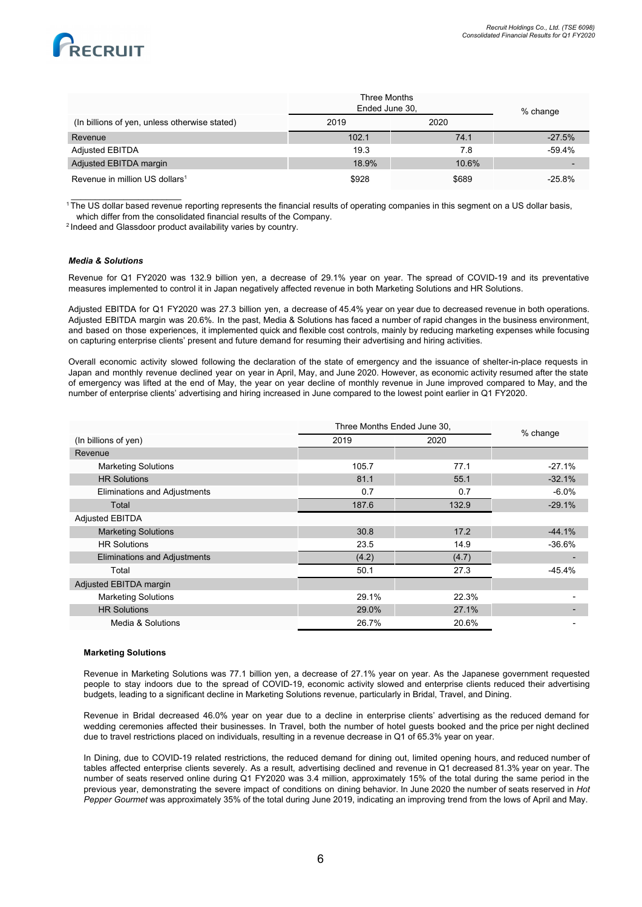| (In billions of yen, unless otherwise stated) | Three Months Ended June 30, 2019 | 2020 | % change |
|---|---|---|---|
| Revenue | 102.1 | 74.1 | -27.5% |
| Adjusted EBITDA | 19.3 | 7.8 | -59.4% |
| Adjusted EBITDA margin | 18.9% | 10.6% | - |
| Revenue in million US dollars[1] | $928 | $689 | -25.8% |

[1] The US dollar based revenue reporting represents the financial results of operating companies in this segment on a US dollar basis, which differ from the consolidated financial results of the Company.

[2] Indeed and Glassdoor product availability varies by country.

***Media & Solutions***

Revenue for Q1 FY2020 was 132.9 billion yen, a decrease of 29.1% year on year. The spread of COVID-19 and its preventative measures implemented to control it in Japan negatively affected revenue in both Marketing Solutions and HR Solutions.

Adjusted EBITDA for Q1 FY2020 was 27.3 billion yen, a decrease of 45.4% year on year due to decreased revenue in both operations. Adjusted EBITDA margin was 20.6%. In the past, Media & Solutions has faced a number of rapid changes in the business environment, and based on those experiences, it implemented quick and flexible cost controls, mainly by reducing marketing expenses while focusing on capturing enterprise clients' present and future demand for resuming their advertising and hiring activities.

Overall economic activity slowed following the declaration of the state of emergency and the issuance of shelter-in-place requests in Japan and monthly revenue declined year on year in April, May, and June 2020. However, as economic activity resumed after the state of emergency was lifted at the end of May, the year on year decline of monthly revenue in June improved compared to May, and the number of enterprise clients' advertising and hiring increased in June compared to the lowest point earlier in Q1 FY2020.

| (In billions of yen) | Three Months Ended June 30, 2019 | 2020 | % change |
|---|---|---|---|
| Revenue | | | |
| Marketing Solutions | 105.7 | 77.1 | -27.1% |
| HR Solutions | 81.1 | 55.1 | -32.1% |
| Eliminations and Adjustments | 0.7 | 0.7 | -6.0% |
| Total | 187.6 | 132.9 | -29.1% |
| Adjusted EBITDA | | | |
| Marketing Solutions | 30.8 | 17.2 | -44.1% |
| HR Solutions | 23.5 | 14.9 | -36.6% |
| Eliminations and Adjustments | (4.2) | (4.7) | - |
| Total | 50.1 | 27.3 | -45.4% |
| Adjusted EBITDA margin | | | |
| Marketing Solutions | 29.1% | 22.3% | - |
| HR Solutions | 29.0% | 27.1% | - |
| Media & Solutions | 26.7% | 20.6% | - |

**Marketing Solutions**

Revenue in Marketing Solutions was 77.1 billion yen, a decrease of 27.1% year on year. As the Japanese government requested people to stay indoors due to the spread of COVID-19, economic activity slowed and enterprise clients reduced their advertising budgets, leading to a significant decline in Marketing Solutions revenue, particularly in Bridal, Travel, and Dining.

Revenue in Bridal decreased 46.0% year on year due to a decline in enterprise clients' advertising as the reduced demand for wedding ceremonies affected their businesses. In Travel, both the number of hotel guests booked and the price per night declined due to travel restrictions placed on individuals, resulting in a revenue decrease in Q1 of 65.3% year on year.

In Dining, due to COVID-19 related restrictions, the reduced demand for dining out, limited opening hours, and reduced number of tables affected enterprise clients severely. As a result, advertising declined and revenue in Q1 decreased 81.3% year on year. The number of seats reserved online during Q1 FY2020 was 3.4 million, approximately 15% of the total during the same period in the previous year, demonstrating the severe impact of conditions on dining behavior. In June 2020 the number of seats reserved in *Hot Pepper Gourmet* was approximately 35% of the total during June 2019, indicating an improving trend from the lows of April and May.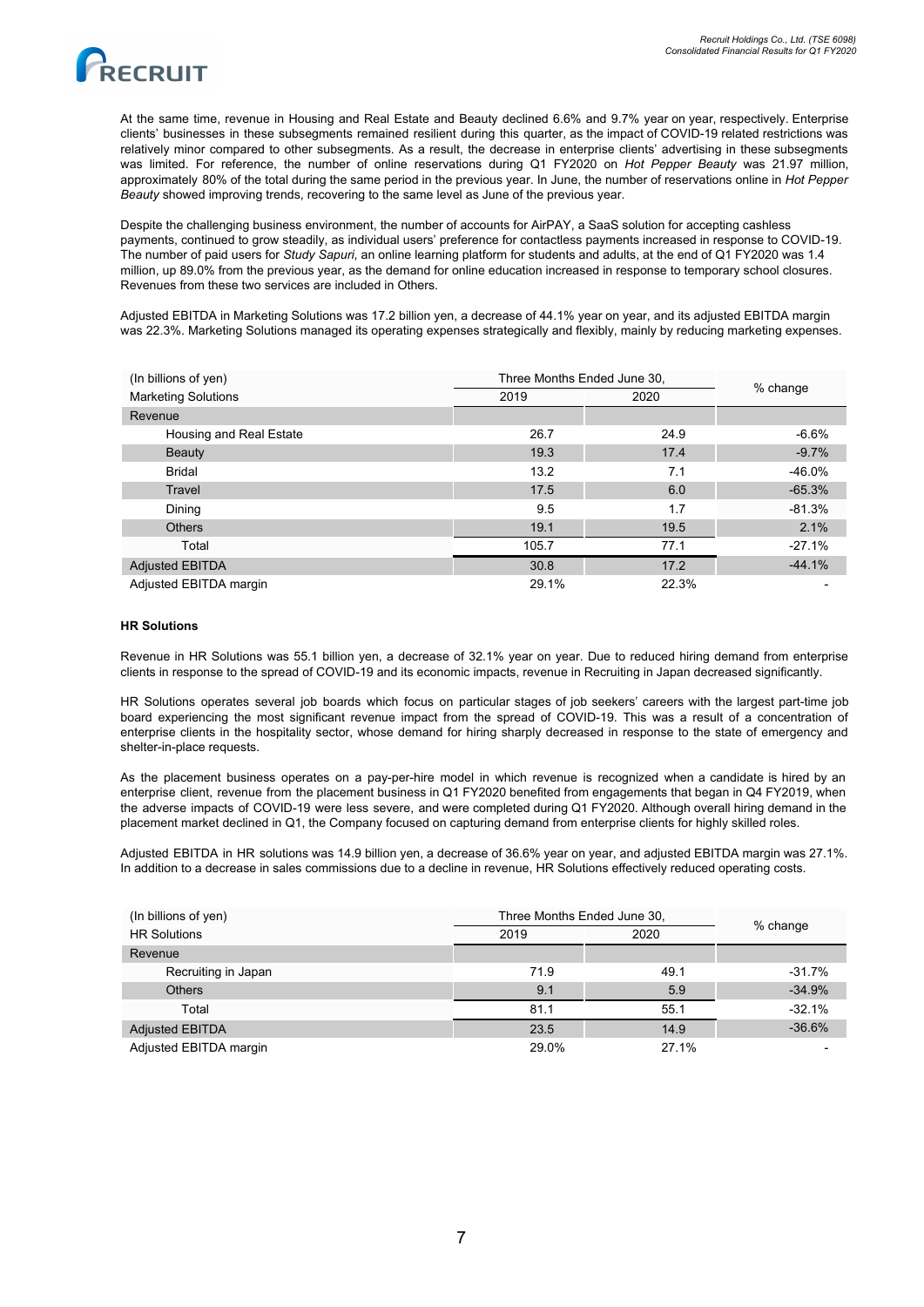At the same time, revenue in Housing and Real Estate and Beauty declined 6.6% and 9.7% year on year, respectively. Enterprise clients' businesses in these subsegments remained resilient during this quarter, as the impact of COVID-19 related restrictions was relatively minor compared to other subsegments. As a result, the decrease in enterprise clients' advertising in these subsegments was limited. For reference, the number of online reservations during Q1 FY2020 on *Hot Pepper Beauty* was 21.97 million, approximately 80% of the total during the same period in the previous year. In June, the number of reservations online in *Hot Pepper Beauty* showed improving trends, recovering to the same level as June of the previous year.

Despite the challenging business environment, the number of accounts for AirPAY, a SaaS solution for accepting cashless payments, continued to grow steadily, as individual users' preference for contactless payments increased in response to COVID-19. The number of paid users for *Study Sapuri*, an online learning platform for students and adults, at the end of Q1 FY2020 was 1.4 million, up 89.0% from the previous year, as the demand for online education increased in response to temporary school closures. Revenues from these two services are included in Others.

Adjusted EBITDA in Marketing Solutions was 17.2 billion yen, a decrease of 44.1% year on year, and its adjusted EBITDA margin was 22.3%. Marketing Solutions managed its operating expenses strategically and flexibly, mainly by reducing marketing expenses.

| (In billions of yen) | Three Months Ended June 30, | | % change |
|---|---|---|---|
| Marketing Solutions | 2019 | 2020 | |
| Revenue | | | |
| Housing and Real Estate | 26.7 | 24.9 | -6.6% |
| Beauty | 19.3 | 17.4 | -9.7% |
| Bridal | 13.2 | 7.1 | -46.0% |
| Travel | 17.5 | 6.0 | -65.3% |
| Dining | 9.5 | 1.7 | -81.3% |
| Others | 19.1 | 19.5 | 2.1% |
| Total | 105.7 | 77.1 | -27.1% |
| Adjusted EBITDA | 30.8 | 17.2 | -44.1% |
| Adjusted EBITDA margin | 29.1% | 22.3% | - |

**HR Solutions**

Revenue in HR Solutions was 55.1 billion yen, a decrease of 32.1% year on year. Due to reduced hiring demand from enterprise clients in response to the spread of COVID-19 and its economic impacts, revenue in Recruiting in Japan decreased significantly.

HR Solutions operates several job boards which focus on particular stages of job seekers' careers with the largest part-time job board experiencing the most significant revenue impact from the spread of COVID-19. This was a result of a concentration of enterprise clients in the hospitality sector, whose demand for hiring sharply decreased in response to the state of emergency and shelter-in-place requests.

As the placement business operates on a pay-per-hire model in which revenue is recognized when a candidate is hired by an enterprise client, revenue from the placement business in Q1 FY2020 benefited from engagements that began in Q4 FY2019, when the adverse impacts of COVID-19 were less severe, and were completed during Q1 FY2020. Although overall hiring demand in the placement market declined in Q1, the Company focused on capturing demand from enterprise clients for highly skilled roles.

Adjusted EBITDA in HR solutions was 14.9 billion yen, a decrease of 36.6% year on year, and adjusted EBITDA margin was 27.1%. In addition to a decrease in sales commissions due to a decline in revenue, HR Solutions effectively reduced operating costs.

| (In billions of yen) | Three Months Ended June 30, | | % change |
|---|---|---|---|
| HR Solutions | 2019 | 2020 | |
| Revenue | | | |
| Recruiting in Japan | 71.9 | 49.1 | -31.7% |
| Others | 9.1 | 5.9 | -34.9% |
| Total | 81.1 | 55.1 | -32.1% |
| Adjusted EBITDA | 23.5 | 14.9 | -36.6% |
| Adjusted EBITDA margin | 29.0% | 27.1% | - |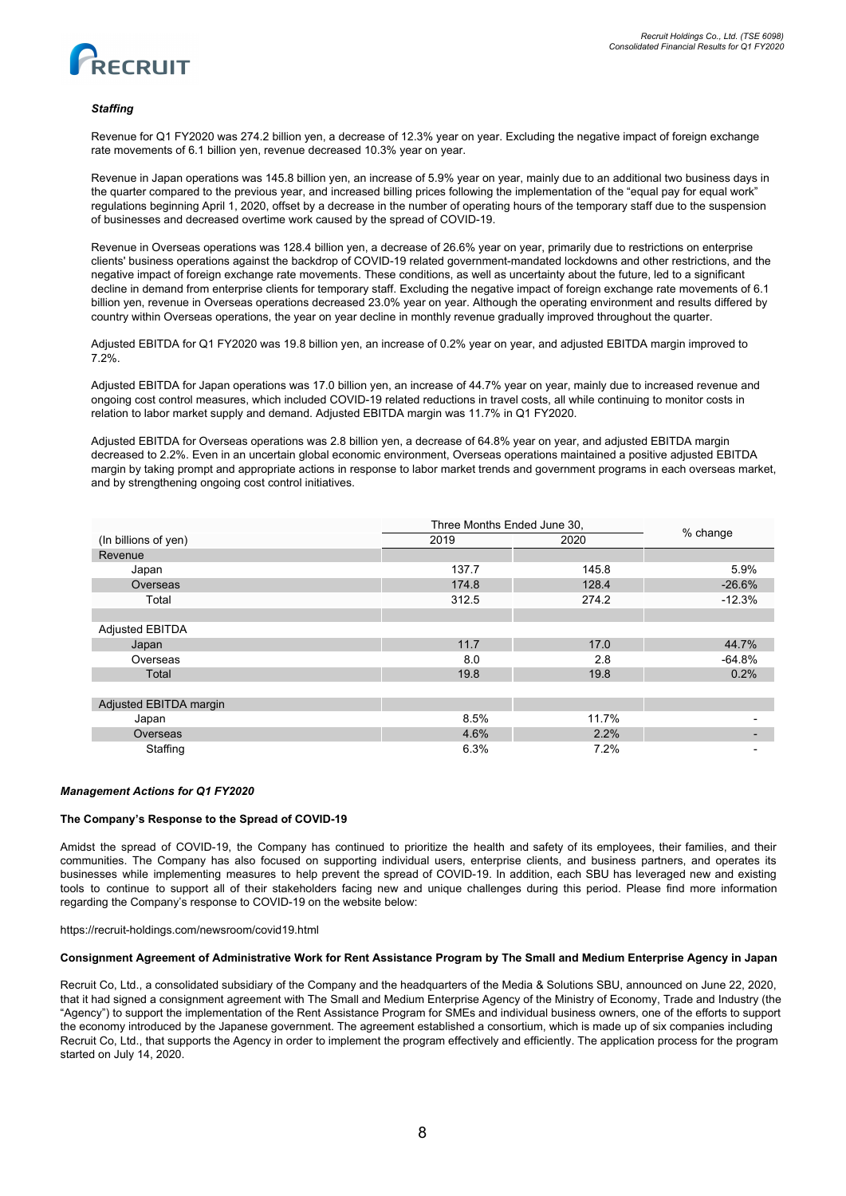***Staffing***

Revenue for Q1 FY2020 was 274.2 billion yen, a decrease of 12.3% year on year. Excluding the negative impact of foreign exchange rate movements of 6.1 billion yen, revenue decreased 10.3% year on year.

Revenue in Japan operations was 145.8 billion yen, an increase of 5.9% year on year, mainly due to an additional two business days in the quarter compared to the previous year, and increased billing prices following the implementation of the "equal pay for equal work" regulations beginning April 1, 2020, offset by a decrease in the number of operating hours of the temporary staff due to the suspension of businesses and decreased overtime work caused by the spread of COVID-19.

Revenue in Overseas operations was 128.4 billion yen, a decrease of 26.6% year on year, primarily due to restrictions on enterprise clients' business operations against the backdrop of COVID-19 related government-mandated lockdowns and other restrictions, and the negative impact of foreign exchange rate movements. These conditions, as well as uncertainty about the future, led to a significant decline in demand from enterprise clients for temporary staff. Excluding the negative impact of foreign exchange rate movements of 6.1 billion yen, revenue in Overseas operations decreased 23.0% year on year. Although the operating environment and results differed by country within Overseas operations, the year on year decline in monthly revenue gradually improved throughout the quarter.

Adjusted EBITDA for Q1 FY2020 was 19.8 billion yen, an increase of 0.2% year on year, and adjusted EBITDA margin improved to 7.2%.

Adjusted EBITDA for Japan operations was 17.0 billion yen, an increase of 44.7% year on year, mainly due to increased revenue and ongoing cost control measures, which included COVID-19 related reductions in travel costs, all while continuing to monitor costs in relation to labor market supply and demand. Adjusted EBITDA margin was 11.7% in Q1 FY2020.

Adjusted EBITDA for Overseas operations was 2.8 billion yen, a decrease of 64.8% year on year, and adjusted EBITDA margin decreased to 2.2%. Even in an uncertain global economic environment, Overseas operations maintained a positive adjusted EBITDA margin by taking prompt and appropriate actions in response to labor market trends and government programs in each overseas market, and by strengthening ongoing cost control initiatives.

| | Three Months Ended June 30, | | % change |
|---|---|---|---|
| (In billions of yen) | 2019 | 2020 | |
| Revenue | | | |
| Japan | 137.7 | 145.8 | 5.9% |
| Overseas | 174.8 | 128.4 | -26.6% |
| Total | 312.5 | 274.2 | -12.3% |
| | | | |
| Adjusted EBITDA | | | |
| Japan | 11.7 | 17.0 | 44.7% |
| Overseas | 8.0 | 2.8 | -64.8% |
| Total | 19.8 | 19.8 | 0.2% |
| | | | |
| Adjusted EBITDA margin | | | |
| Japan | 8.5% | 11.7% | - |
| Overseas | 4.6% | 2.2% | - |
| Staffing | 6.3% | 7.2% | - |

***Management Actions for Q1 FY2020***

**The Company's Response to the Spread of COVID-19**

Amidst the spread of COVID-19, the Company has continued to prioritize the health and safety of its employees, their families, and their communities. The Company has also focused on supporting individual users, enterprise clients, and business partners, and operates its businesses while implementing measures to help prevent the spread of COVID-19. In addition, each SBU has leveraged new and existing tools to continue to support all of their stakeholders facing new and unique challenges during this period. Please find more information regarding the Company's response to COVID-19 on the website below:

https://recruit-holdings.com/newsroom/covid19.html

**Consignment Agreement of Administrative Work for Rent Assistance Program by The Small and Medium Enterprise Agency in Japan**

Recruit Co, Ltd., a consolidated subsidiary of the Company and the headquarters of the Media & Solutions SBU, announced on June 22, 2020, that it had signed a consignment agreement with The Small and Medium Enterprise Agency of the Ministry of Economy, Trade and Industry (the "Agency") to support the implementation of the Rent Assistance Program for SMEs and individual business owners, one of the efforts to support the economy introduced by the Japanese government. The agreement established a consortium, which is made up of six companies including Recruit Co, Ltd., that supports the Agency in order to implement the program effectively and efficiently. The application process for the program started on July 14, 2020.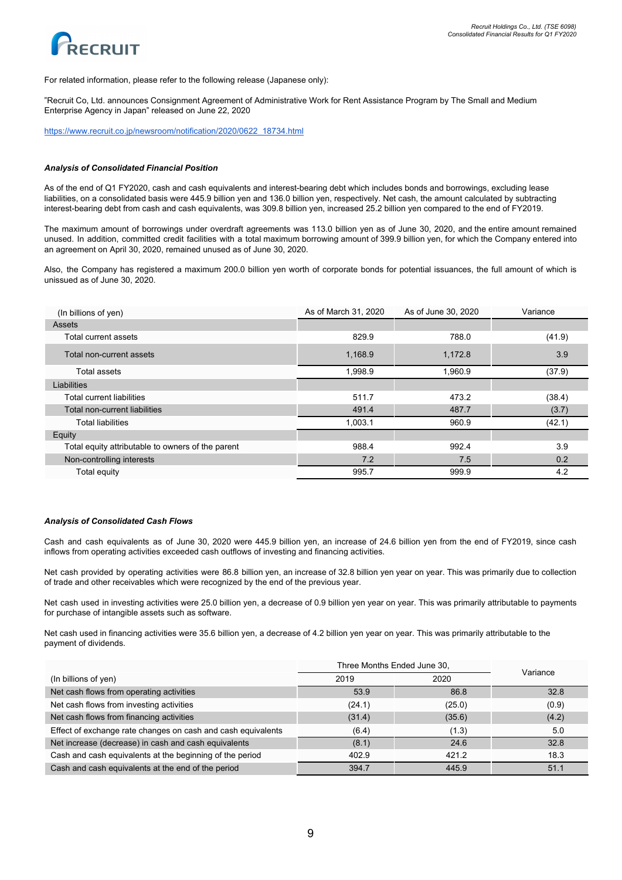For related information, please refer to the following release (Japanese only):

"Recruit Co, Ltd. announces Consignment Agreement of Administrative Work for Rent Assistance Program by The Small and Medium Enterprise Agency in Japan" released on June 22, 2020

https://www.recruit.co.jp/newsroom/notification/2020/0622_18734.html

***Analysis of Consolidated Financial Position***

As of the end of Q1 FY2020, cash and cash equivalents and interest-bearing debt which includes bonds and borrowings, excluding lease liabilities, on a consolidated basis were 445.9 billion yen and 136.0 billion yen, respectively. Net cash, the amount calculated by subtracting interest-bearing debt from cash and cash equivalents, was 309.8 billion yen, increased 25.2 billion yen compared to the end of FY2019.

The maximum amount of borrowings under overdraft agreements was 113.0 billion yen as of June 30, 2020, and the entire amount remained unused. In addition, committed credit facilities with a total maximum borrowing amount of 399.9 billion yen, for which the Company entered into an agreement on April 30, 2020, remained unused as of June 30, 2020.

Also, the Company has registered a maximum 200.0 billion yen worth of corporate bonds for potential issuances, the full amount of which is unissued as of June 30, 2020.

| (In billions of yen) | As of March 31, 2020 | As of June 30, 2020 | Variance |
|---|---|---|---|
| Assets | | | |
| Total current assets | 829.9 | 788.0 | (41.9) |
| Total non-current assets | 1,168.9 | 1,172.8 | 3.9 |
| Total assets | 1,998.9 | 1,960.9 | (37.9) |
| Liabilities | | | |
| Total current liabilities | 511.7 | 473.2 | (38.4) |
| Total non-current liabilities | 491.4 | 487.7 | (3.7) |
| Total liabilities | 1,003.1 | 960.9 | (42.1) |
| Equity | | | |
| Total equity attributable to owners of the parent | 988.4 | 992.4 | 3.9 |
| Non-controlling interests | 7.2 | 7.5 | 0.2 |
| Total equity | 995.7 | 999.9 | 4.2 |

***Analysis of Consolidated Cash Flows***

Cash and cash equivalents as of June 30, 2020 were 445.9 billion yen, an increase of 24.6 billion yen from the end of FY2019, since cash inflows from operating activities exceeded cash outflows of investing and financing activities.

Net cash provided by operating activities were 86.8 billion yen, an increase of 32.8 billion yen year on year. This was primarily due to collection of trade and other receivables which were recognized by the end of the previous year.

Net cash used in investing activities were 25.0 billion yen, a decrease of 0.9 billion yen year on year. This was primarily attributable to payments for purchase of intangible assets such as software.

Net cash used in financing activities were 35.6 billion yen, a decrease of 4.2 billion yen year on year. This was primarily attributable to the payment of dividends.

| | Three Months Ended June 30, | | Variance |
|---|---|---|---|
| (In billions of yen) | 2019 | 2020 | |
| Net cash flows from operating activities | 53.9 | 86.8 | 32.8 |
| Net cash flows from investing activities | (24.1) | (25.0) | (0.9) |
| Net cash flows from financing activities | (31.4) | (35.6) | (4.2) |
| Effect of exchange rate changes on cash and cash equivalents | (6.4) | (1.3) | 5.0 |
| Net increase (decrease) in cash and cash equivalents | (8.1) | 24.6 | 32.8 |
| Cash and cash equivalents at the beginning of the period | 402.9 | 421.2 | 18.3 |
| Cash and cash equivalents at the end of the period | 394.7 | 445.9 | 51.1 |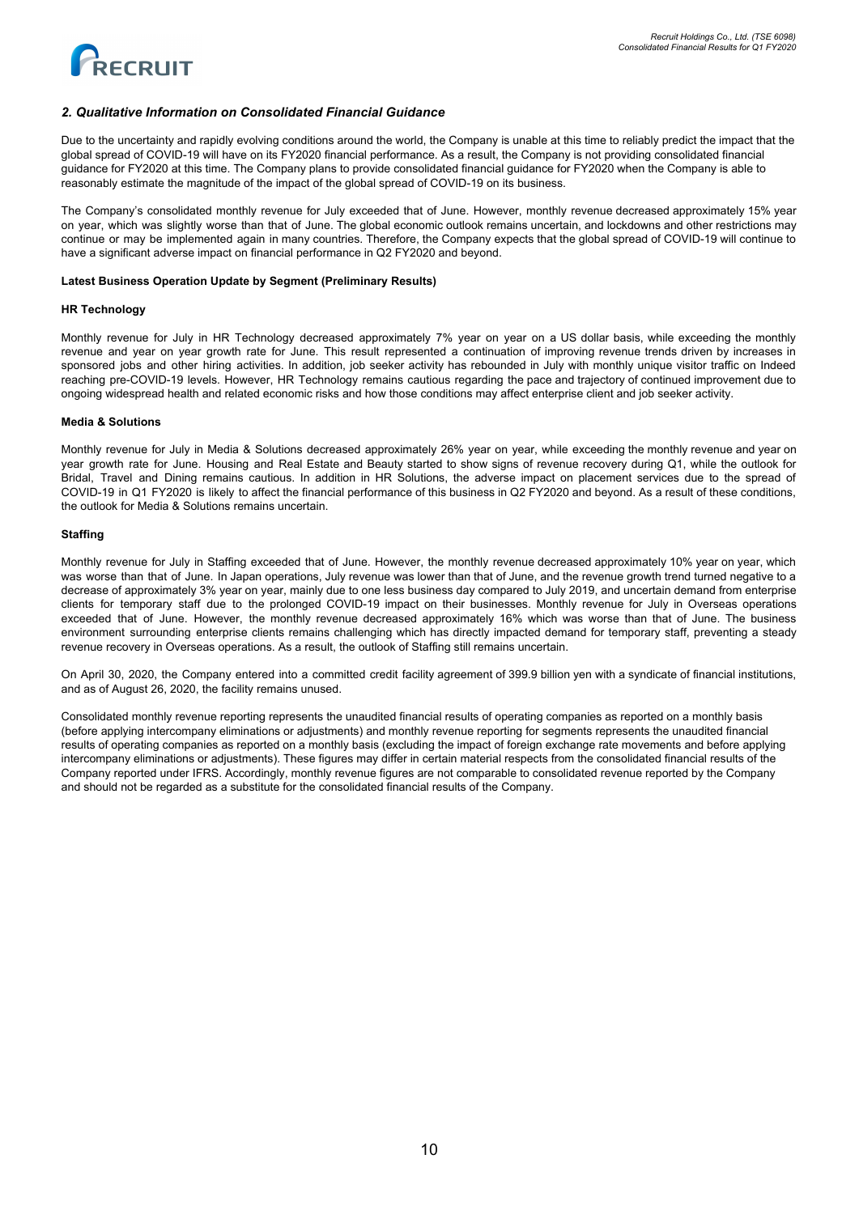## *2. Qualitative Information on Consolidated Financial Guidance*

Due to the uncertainty and rapidly evolving conditions around the world, the Company is unable at this time to reliably predict the impact that the global spread of COVID-19 will have on its FY2020 financial performance. As a result, the Company is not providing consolidated financial guidance for FY2020 at this time. The Company plans to provide consolidated financial guidance for FY2020 when the Company is able to reasonably estimate the magnitude of the impact of the global spread of COVID-19 on its business.

The Company's consolidated monthly revenue for July exceeded that of June. However, monthly revenue decreased approximately 15% year on year, which was slightly worse than that of June. The global economic outlook remains uncertain, and lockdowns and other restrictions may continue or may be implemented again in many countries. Therefore, the Company expects that the global spread of COVID-19 will continue to have a significant adverse impact on financial performance in Q2 FY2020 and beyond.

**Latest Business Operation Update by Segment (Preliminary Results)**

**HR Technology**

Monthly revenue for July in HR Technology decreased approximately 7% year on year on a US dollar basis, while exceeding the monthly revenue and year on year growth rate for June. This result represented a continuation of improving revenue trends driven by increases in sponsored jobs and other hiring activities. In addition, job seeker activity has rebounded in July with monthly unique visitor traffic on Indeed reaching pre-COVID-19 levels. However, HR Technology remains cautious regarding the pace and trajectory of continued improvement due to ongoing widespread health and related economic risks and how those conditions may affect enterprise client and job seeker activity.

**Media & Solutions**

Monthly revenue for July in Media & Solutions decreased approximately 26% year on year, while exceeding the monthly revenue and year on year growth rate for June. Housing and Real Estate and Beauty started to show signs of revenue recovery during Q1, while the outlook for Bridal, Travel and Dining remains cautious. In addition in HR Solutions, the adverse impact on placement services due to the spread of COVID-19 in Q1 FY2020 is likely to affect the financial performance of this business in Q2 FY2020 and beyond. As a result of these conditions, the outlook for Media & Solutions remains uncertain.

**Staffing**

Monthly revenue for July in Staffing exceeded that of June. However, the monthly revenue decreased approximately 10% year on year, which was worse than that of June. In Japan operations, July revenue was lower than that of June, and the revenue growth trend turned negative to a decrease of approximately 3% year on year, mainly due to one less business day compared to July 2019, and uncertain demand from enterprise clients for temporary staff due to the prolonged COVID-19 impact on their businesses. Monthly revenue for July in Overseas operations exceeded that of June. However, the monthly revenue decreased approximately 16% which was worse than that of June. The business environment surrounding enterprise clients remains challenging which has directly impacted demand for temporary staff, preventing a steady revenue recovery in Overseas operations. As a result, the outlook of Staffing still remains uncertain.

On April 30, 2020, the Company entered into a committed credit facility agreement of 399.9 billion yen with a syndicate of financial institutions, and as of August 26, 2020, the facility remains unused.

Consolidated monthly revenue reporting represents the unaudited financial results of operating companies as reported on a monthly basis (before applying intercompany eliminations or adjustments) and monthly revenue reporting for segments represents the unaudited financial results of operating companies as reported on a monthly basis (excluding the impact of foreign exchange rate movements and before applying intercompany eliminations or adjustments). These figures may differ in certain material respects from the consolidated financial results of the Company reported under IFRS. Accordingly, monthly revenue figures are not comparable to consolidated revenue reported by the Company and should not be regarded as a substitute for the consolidated financial results of the Company.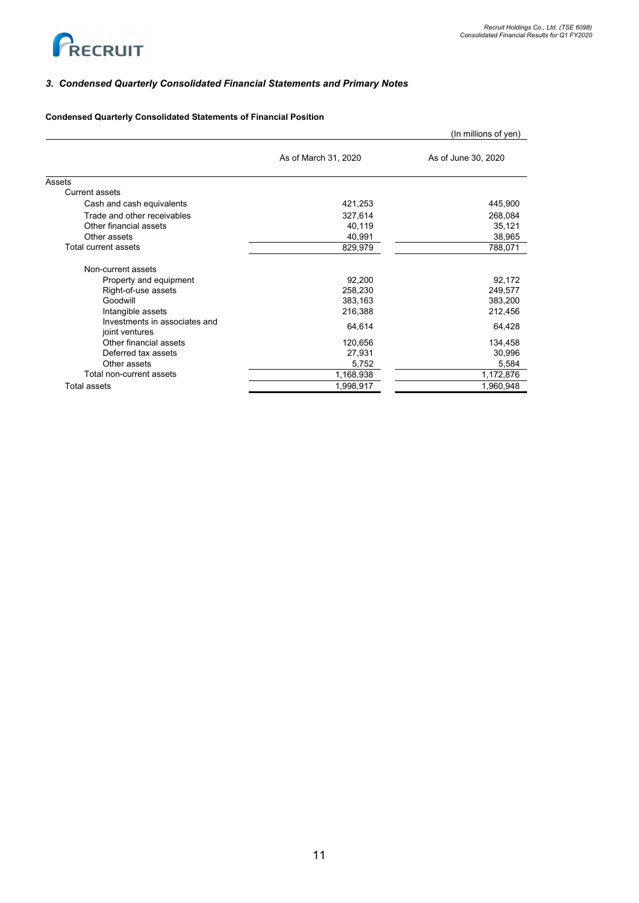### *3. Condensed Quarterly Consolidated Financial Statements and Primary Notes*

**Condensed Quarterly Consolidated Statements of Financial Position**

(In millions of yen)

| | As of March 31, 2020 | As of June 30, 2020 |
|---|---|---|
| Assets | | |
| Current assets | | |
| Cash and cash equivalents | 421,253 | 445,900 |
| Trade and other receivables | 327,614 | 268,084 |
| Other financial assets | 40,119 | 35,121 |
| Other assets | 40,991 | 38,965 |
| Total current assets | 829,979 | 788,071 |
| Non-current assets | | |
| Property and equipment | 92,200 | 92,172 |
| Right-of-use assets | 258,230 | 249,577 |
| Goodwill | 383,163 | 383,200 |
| Intangible assets | 216,388 | 212,456 |
| Investments in associates and joint ventures | 64,614 | 64,428 |
| Other financial assets | 120,656 | 134,458 |
| Deferred tax assets | 27,931 | 30,996 |
| Other assets | 5,752 | 5,584 |
| Total non-current assets | 1,168,938 | 1,172,876 |
| Total assets | 1,998,917 | 1,960,948 |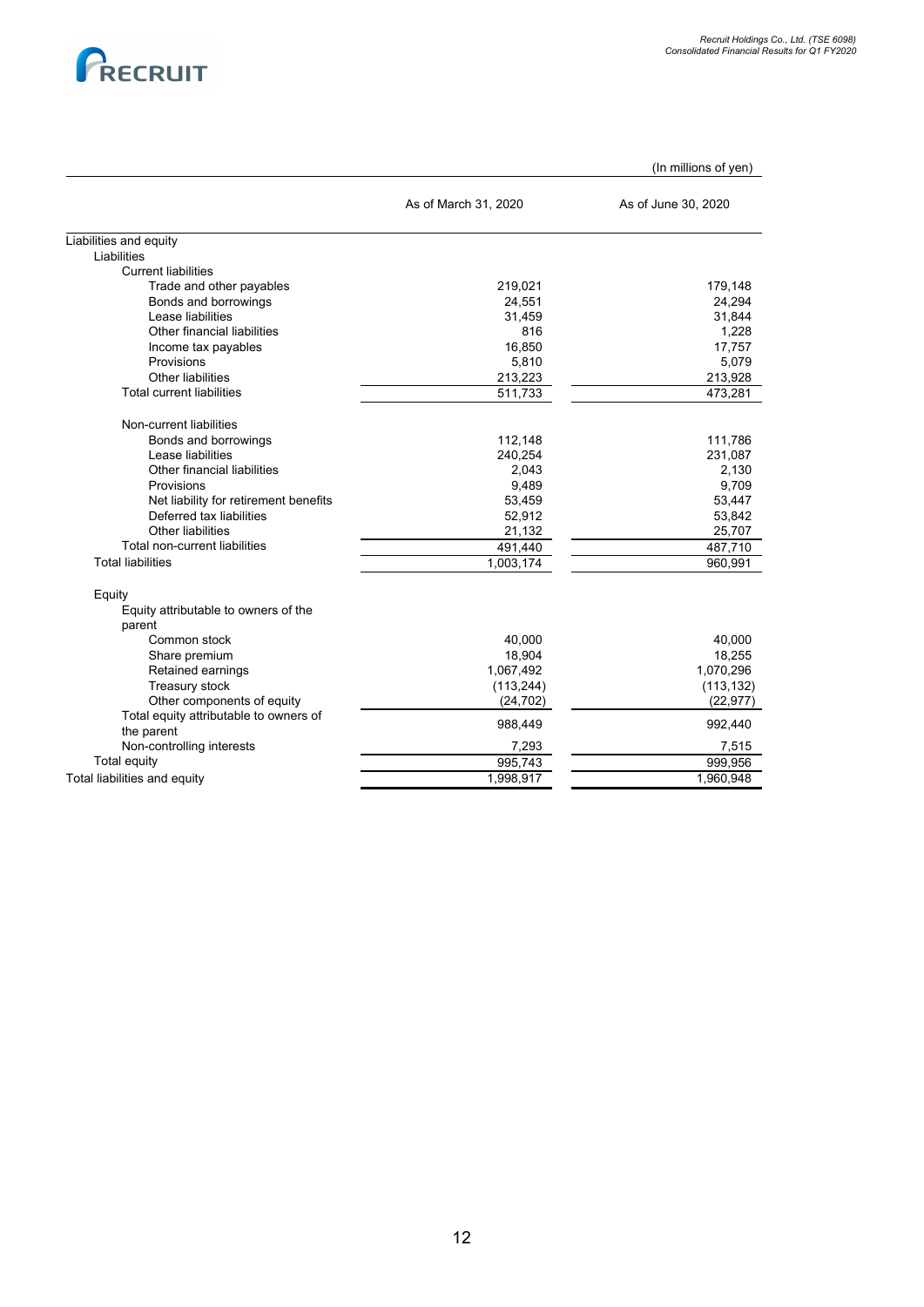(In millions of yen)

| | As of March 31, 2020 | As of June 30, 2020 |
|---|---|---|
| Liabilities and equity | | |
| Liabilities | | |
| Current liabilities | | |
| Trade and other payables | 219,021 | 179,148 |
| Bonds and borrowings | 24,551 | 24,294 |
| Lease liabilities | 31,459 | 31,844 |
| Other financial liabilities | 816 | 1,228 |
| Income tax payables | 16,850 | 17,757 |
| Provisions | 5,810 | 5,079 |
| Other liabilities | 213,223 | 213,928 |
| Total current liabilities | 511,733 | 473,281 |
| Non-current liabilities | | |
| Bonds and borrowings | 112,148 | 111,786 |
| Lease liabilities | 240,254 | 231,087 |
| Other financial liabilities | 2,043 | 2,130 |
| Provisions | 9,489 | 9,709 |
| Net liability for retirement benefits | 53,459 | 53,447 |
| Deferred tax liabilities | 52,912 | 53,842 |
| Other liabilities | 21,132 | 25,707 |
| Total non-current liabilities | 491,440 | 487,710 |
| Total liabilities | 1,003,174 | 960,991 |
| Equity | | |
| Equity attributable to owners of the parent | | |
| Common stock | 40,000 | 40,000 |
| Share premium | 18,904 | 18,255 |
| Retained earnings | 1,067,492 | 1,070,296 |
| Treasury stock | (113,244) | (113,132) |
| Other components of equity | (24,702) | (22,977) |
| Total equity attributable to owners of the parent | 988,449 | 992,440 |
| Non-controlling interests | 7,293 | 7,515 |
| Total equity | 995,743 | 999,956 |
| Total liabilities and equity | 1,998,917 | 1,960,948 |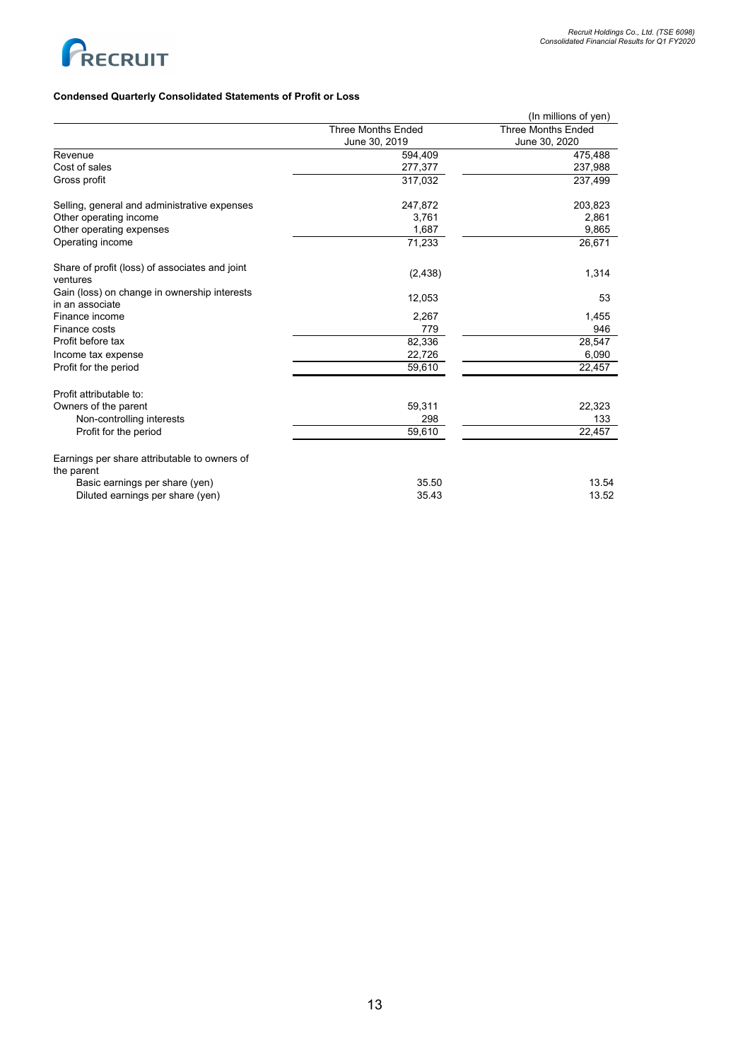**Condensed Quarterly Consolidated Statements of Profit or Loss**

(In millions of yen)

| | Three Months Ended June 30, 2019 | Three Months Ended June 30, 2020 |
|---|---|---|
| Revenue | 594,409 | 475,488 |
| Cost of sales | 277,377 | 237,988 |
| Gross profit | 317,032 | 237,499 |
| Selling, general and administrative expenses | 247,872 | 203,823 |
| Other operating income | 3,761 | 2,861 |
| Other operating expenses | 1,687 | 9,865 |
| Operating income | 71,233 | 26,671 |
| Share of profit (loss) of associates and joint ventures | (2,438) | 1,314 |
| Gain (loss) on change in ownership interests in an associate | 12,053 | 53 |
| Finance income | 2,267 | 1,455 |
| Finance costs | 779 | 946 |
| Profit before tax | 82,336 | 28,547 |
| Income tax expense | 22,726 | 6,090 |
| Profit for the period | 59,610 | 22,457 |
| Profit attributable to: | | |
| Owners of the parent | 59,311 | 22,323 |
| Non-controlling interests | 298 | 133 |
| Profit for the period | 59,610 | 22,457 |
| Earnings per share attributable to owners of the parent | | |
| Basic earnings per share (yen) | 35.50 | 13.54 |
| Diluted earnings per share (yen) | 35.43 | 13.52 |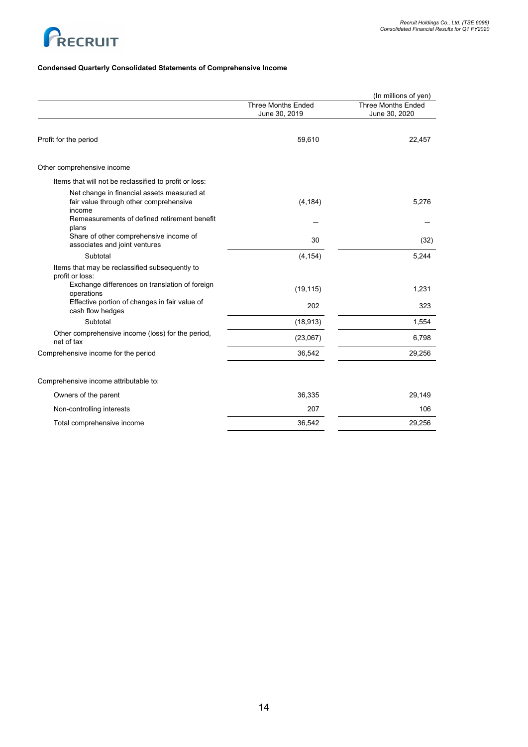**Condensed Quarterly Consolidated Statements of Comprehensive Income**

(In millions of yen)

| | Three Months Ended June 30, 2019 | Three Months Ended June 30, 2020 |
|---|---|---|
| Profit for the period | 59,610 | 22,457 |
| Other comprehensive income | | |
| Items that will not be reclassified to profit or loss: | | |
| Net change in financial assets measured at fair value through other comprehensive income | (4,184) | 5,276 |
| Remeasurements of defined retirement benefit plans | — | — |
| Share of other comprehensive income of associates and joint ventures | 30 | (32) |
| Subtotal | (4,154) | 5,244 |
| Items that may be reclassified subsequently to profit or loss: | | |
| Exchange differences on translation of foreign operations | (19,115) | 1,231 |
| Effective portion of changes in fair value of cash flow hedges | 202 | 323 |
| Subtotal | (18,913) | 1,554 |
| Other comprehensive income (loss) for the period, net of tax | (23,067) | 6,798 |
| Comprehensive income for the period | 36,542 | 29,256 |
| Comprehensive income attributable to: | | |
| Owners of the parent | 36,335 | 29,149 |
| Non-controlling interests | 207 | 106 |
| Total comprehensive income | 36,542 | 29,256 |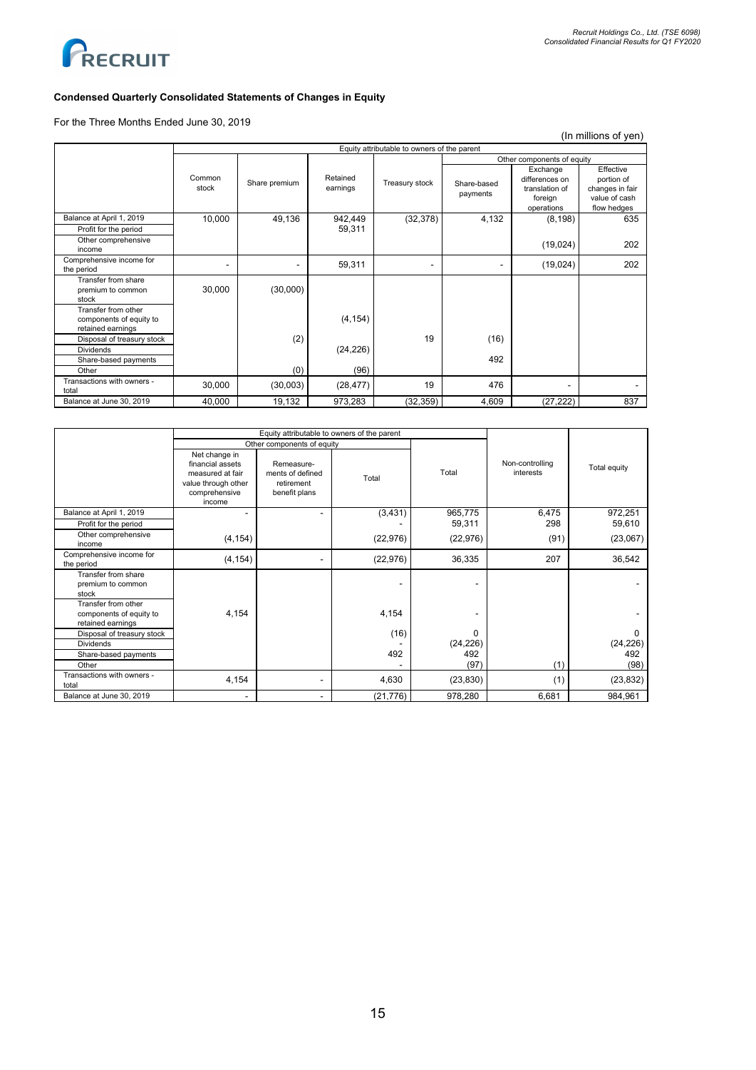## Condensed Quarterly Consolidated Statements of Changes in Equity

For the Three Months Ended June 30, 2019

(In millions of yen)

| | Equity attributable to owners of the parent | | | | | | |
|---|---|---|---|---|---|---|---|
| | | | | | Other components of equity | | |
| | Common stock | Share premium | Retained earnings | Treasury stock | Share-based payments | Exchange differences on translation of foreign operations | Effective portion of changes in fair value of cash flow hedges |
| Balance at April 1, 2019 | 10,000 | 49,136 | 942,449 | (32,378) | 4,132 | (8,198) | 635 |
| Profit for the period | | | 59,311 | | | | |
| Other comprehensive income | | | | | | (19,024) | 202 |
| Comprehensive income for the period | - | - | 59,311 | - | - | (19,024) | 202 |
| Transfer from share premium to common stock | 30,000 | (30,000) | | | | | |
| Transfer from other components of equity to retained earnings | | | (4,154) | | | | |
| Disposal of treasury stock | | (2) | | 19 | (16) | | |
| Dividends | | | (24,226) | | | | |
| Share-based payments | | | | | 492 | | |
| Other | | (0) | (96) | | | | |
| Transactions with owners - total | 30,000 | (30,003) | (28,477) | 19 | 476 | - | - |
| Balance at June 30, 2019 | 40,000 | 19,132 | 973,283 | (32,359) | 4,609 | (27,222) | 837 |

| | Equity attributable to owners of the parent | | | | | |
|---|---|---|---|---|---|---|
| | Other components of equity | | | | | |
| | Net change in financial assets measured at fair value through other comprehensive income | Remeasure-ments of defined retirement benefit plans | Total | Total | Non-controlling interests | Total equity |
| Balance at April 1, 2019 | - | - | (3,431) | 965,775 | 6,475 | 972,251 |
| Profit for the period | | | - | 59,311 | 298 | 59,610 |
| Other comprehensive income | (4,154) | | (22,976) | (22,976) | (91) | (23,067) |
| Comprehensive income for the period | (4,154) | - | (22,976) | 36,335 | 207 | 36,542 |
| Transfer from share premium to common stock | | | - | - | | - |
| Transfer from other components of equity to retained earnings | 4,154 | | 4,154 | - | | - |
| Disposal of treasury stock | | | (16) | 0 | | 0 |
| Dividends | | | - | (24,226) | | (24,226) |
| Share-based payments | | | 492 | 492 | | 492 |
| Other | | | - | (97) | (1) | (98) |
| Transactions with owners - total | 4,154 | - | 4,630 | (23,830) | (1) | (23,832) |
| Balance at June 30, 2019 | - | - | (21,776) | 978,280 | 6,681 | 984,961 |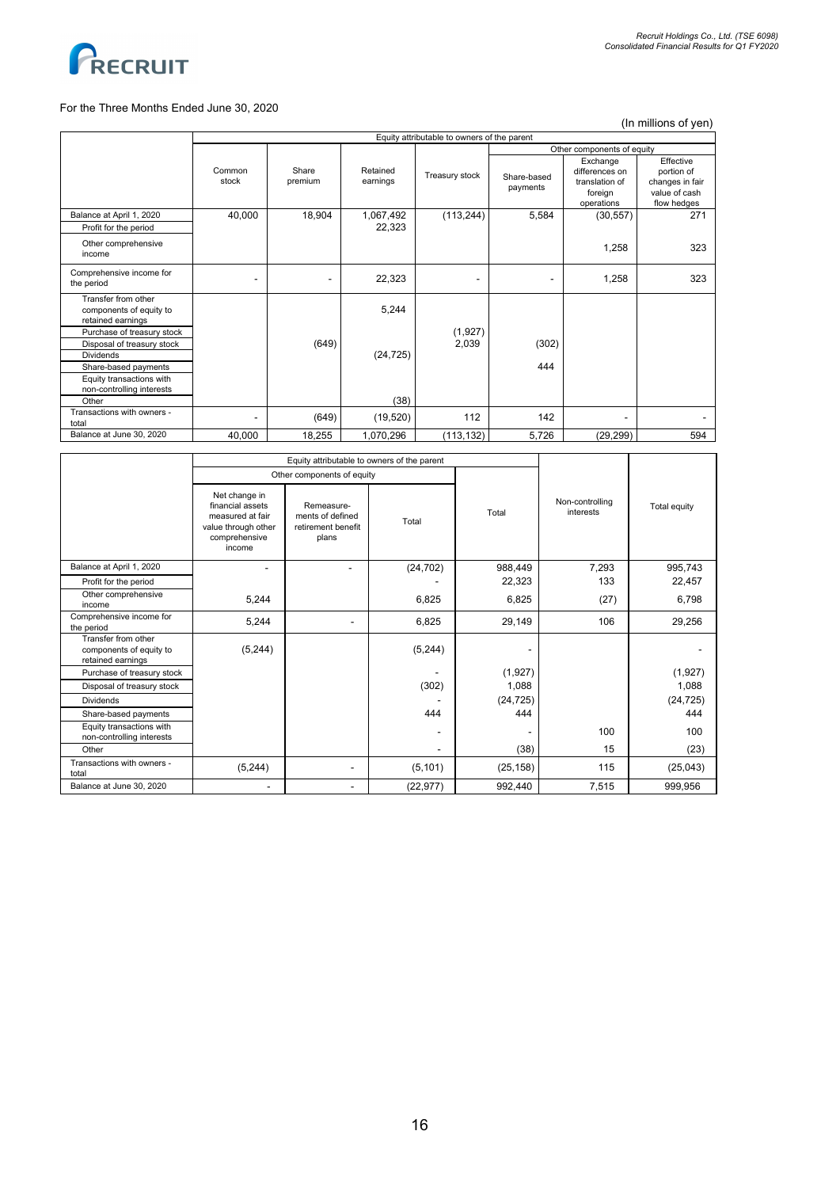For the Three Months Ended June 30, 2020

(In millions of yen)

| | Equity attributable to owners of the parent | | | | | | |
|---|---|---|---|---|---|---|---|
| | | | | | Other components of equity | | |
| | Common stock | Share premium | Retained earnings | Treasury stock | Share-based payments | Exchange differences on translation of foreign operations | Effective portion of changes in fair value of cash flow hedges |
| Balance at April 1, 2020 | 40,000 | 18,904 | 1,067,492 | (113,244) | 5,584 | (30,557) | 271 |
| Profit for the period | | | 22,323 | | | | |
| Other comprehensive income | | | | | | 1,258 | 323 |
| Comprehensive income for the period | - | - | 22,323 | - | - | 1,258 | 323 |
| Transfer from other components of equity to retained earnings | | | 5,244 | | | | |
| Purchase of treasury stock | | | | (1,927) | | | |
| Disposal of treasury stock | | (649) | | 2,039 | (302) | | |
| Dividends | | | (24,725) | | | | |
| Share-based payments | | | | | 444 | | |
| Equity transactions with non-controlling interests | | | | | | | |
| Other | | | (38) | | | | |
| Transactions with owners - total | - | (649) | (19,520) | 112 | 142 | - | - |
| Balance at June 30, 2020 | 40,000 | 18,255 | 1,070,296 | (113,132) | 5,726 | (29,299) | 594 |

| | Equity attributable to owners of the parent | | | | | |
|---|---|---|---|---|---|---|
| | Other components of equity | | | | | |
| | Net change in financial assets measured at fair value through other comprehensive income | Remeasure-ments of defined retirement benefit plans | Total | Total | Non-controlling interests | Total equity |
| Balance at April 1, 2020 | - | - | (24,702) | 988,449 | 7,293 | 995,743 |
| Profit for the period | | | - | 22,323 | 133 | 22,457 |
| Other comprehensive income | 5,244 | | 6,825 | 6,825 | (27) | 6,798 |
| Comprehensive income for the period | 5,244 | - | 6,825 | 29,149 | 106 | 29,256 |
| Transfer from other components of equity to retained earnings | (5,244) | | (5,244) | - | | - |
| Purchase of treasury stock | | | - | (1,927) | | (1,927) |
| Disposal of treasury stock | | | (302) | 1,088 | | 1,088 |
| Dividends | | | - | (24,725) | | (24,725) |
| Share-based payments | | | 444 | 444 | | 444 |
| Equity transactions with non-controlling interests | | | - | - | 100 | 100 |
| Other | | | - | (38) | 15 | (23) |
| Transactions with owners - total | (5,244) | - | (5,101) | (25,158) | 115 | (25,043) |
| Balance at June 30, 2020 | - | - | (22,977) | 992,440 | 7,515 | 999,956 |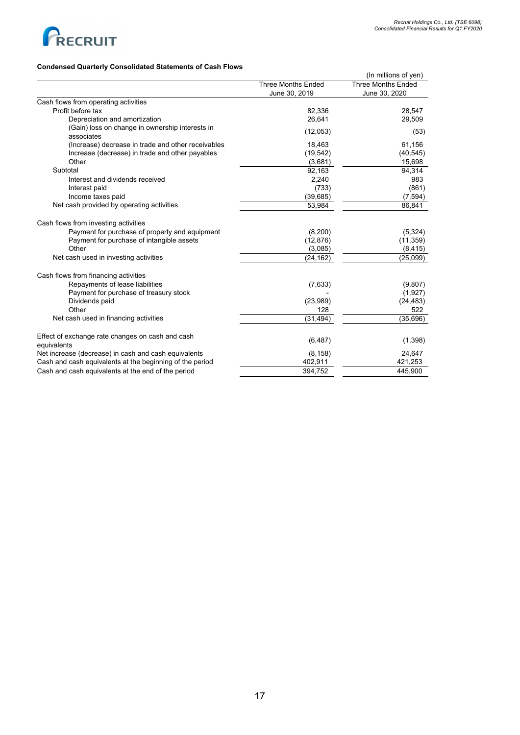### Condensed Quarterly Consolidated Statements of Cash Flows

(In millions of yen)

| | Three Months Ended June 30, 2019 | Three Months Ended June 30, 2020 |
|---|---|---|
| Cash flows from operating activities | | |
| Profit before tax | 82,336 | 28,547 |
| Depreciation and amortization | 26,641 | 29,509 |
| (Gain) loss on change in ownership interests in associates | (12,053) | (53) |
| (Increase) decrease in trade and other receivables | 18,463 | 61,156 |
| Increase (decrease) in trade and other payables | (19,542) | (40,545) |
| Other | (3,681) | 15,698 |
| Subtotal | 92,163 | 94,314 |
| Interest and dividends received | 2,240 | 983 |
| Interest paid | (733) | (861) |
| Income taxes paid | (39,685) | (7,594) |
| Net cash provided by operating activities | 53,984 | 86,841 |
| Cash flows from investing activities | | |
| Payment for purchase of property and equipment | (8,200) | (5,324) |
| Payment for purchase of intangible assets | (12,876) | (11,359) |
| Other | (3,085) | (8,415) |
| Net cash used in investing activities | (24,162) | (25,099) |
| Cash flows from financing activities | | |
| Repayments of lease liabilities | (7,633) | (9,807) |
| Payment for purchase of treasury stock | - | (1,927) |
| Dividends paid | (23,989) | (24,483) |
| Other | 128 | 522 |
| Net cash used in financing activities | (31,494) | (35,696) |
| Effect of exchange rate changes on cash and cash equivalents | (6,487) | (1,398) |
| Net increase (decrease) in cash and cash equivalents | (8,158) | 24,647 |
| Cash and cash equivalents at the beginning of the period | 402,911 | 421,253 |
| Cash and cash equivalents at the end of the period | 394,752 | 445,900 |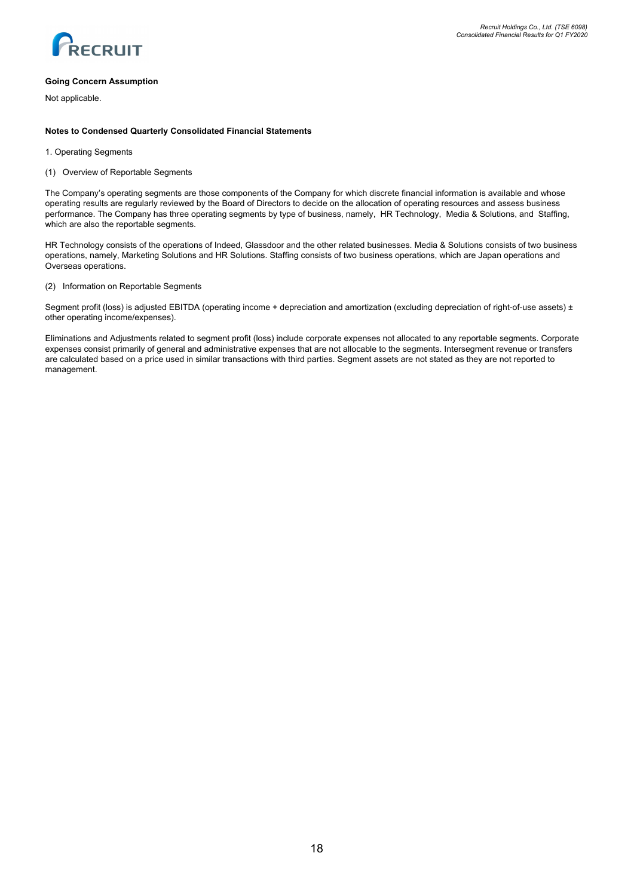**Going Concern Assumption**

Not applicable.

**Notes to Condensed Quarterly Consolidated Financial Statements**

1. Operating Segments

(1) Overview of Reportable Segments

The Company's operating segments are those components of the Company for which discrete financial information is available and whose operating results are regularly reviewed by the Board of Directors to decide on the allocation of operating resources and assess business performance. The Company has three operating segments by type of business, namely, HR Technology, Media & Solutions, and Staffing, which are also the reportable segments.

HR Technology consists of the operations of Indeed, Glassdoor and the other related businesses. Media & Solutions consists of two business operations, namely, Marketing Solutions and HR Solutions. Staffing consists of two business operations, which are Japan operations and Overseas operations.

(2) Information on Reportable Segments

Segment profit (loss) is adjusted EBITDA (operating income + depreciation and amortization (excluding depreciation of right-of-use assets) ± other operating income/expenses).

Eliminations and Adjustments related to segment profit (loss) include corporate expenses not allocated to any reportable segments. Corporate expenses consist primarily of general and administrative expenses that are not allocable to the segments. Intersegment revenue or transfers are calculated based on a price used in similar transactions with third parties. Segment assets are not stated as they are not reported to management.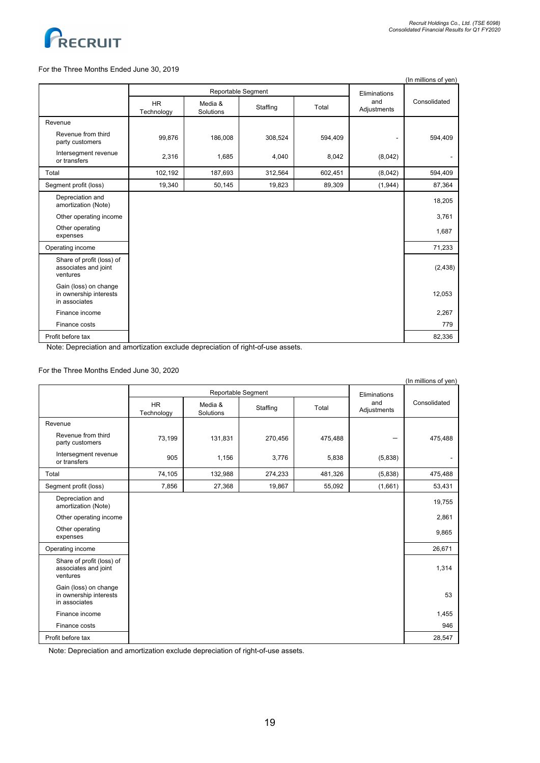For the Three Months Ended June 30, 2019

(In millions of yen)

| | Reportable Segment | | | | Eliminations and Adjustments | Consolidated |
|---|---|---|---|---|---|---|
| | HR Technology | Media & Solutions | Staffing | Total | | |
| Revenue | | | | | | |
| Revenue from third party customers | 99,876 | 186,008 | 308,524 | 594,409 | - | 594,409 |
| Intersegment revenue or transfers | 2,316 | 1,685 | 4,040 | 8,042 | (8,042) | - |
| Total | 102,192 | 187,693 | 312,564 | 602,451 | (8,042) | 594,409 |
| Segment profit (loss) | 19,340 | 50,145 | 19,823 | 89,309 | (1,944) | 87,364 |
| Depreciation and amortization (Note) | | | | | | 18,205 |
| Other operating income | | | | | | 3,761 |
| Other operating expenses | | | | | | 1,687 |
| Operating income | | | | | | 71,233 |
| Share of profit (loss) of associates and joint ventures | | | | | | (2,438) |
| Gain (loss) on change in ownership interests in associates | | | | | | 12,053 |
| Finance income | | | | | | 2,267 |
| Finance costs | | | | | | 779 |
| Profit before tax | | | | | | 82,336 |

Note: Depreciation and amortization exclude depreciation of right-of-use assets.

For the Three Months Ended June 30, 2020

(In millions of yen)

| | Reportable Segment | | | | Eliminations and Adjustments | Consolidated |
|---|---|---|---|---|---|---|
| | HR Technology | Media & Solutions | Staffing | Total | | |
| Revenue | | | | | | |
| Revenue from third party customers | 73,199 | 131,831 | 270,456 | 475,488 | — | 475,488 |
| Intersegment revenue or transfers | 905 | 1,156 | 3,776 | 5,838 | (5,838) | - |
| Total | 74,105 | 132,988 | 274,233 | 481,326 | (5,838) | 475,488 |
| Segment profit (loss) | 7,856 | 27,368 | 19,867 | 55,092 | (1,661) | 53,431 |
| Depreciation and amortization (Note) | | | | | | 19,755 |
| Other operating income | | | | | | 2,861 |
| Other operating expenses | | | | | | 9,865 |
| Operating income | | | | | | 26,671 |
| Share of profit (loss) of associates and joint ventures | | | | | | 1,314 |
| Gain (loss) on change in ownership interests in associates | | | | | | 53 |
| Finance income | | | | | | 1,455 |
| Finance costs | | | | | | 946 |
| Profit before tax | | | | | | 28,547 |

Note: Depreciation and amortization exclude depreciation of right-of-use assets.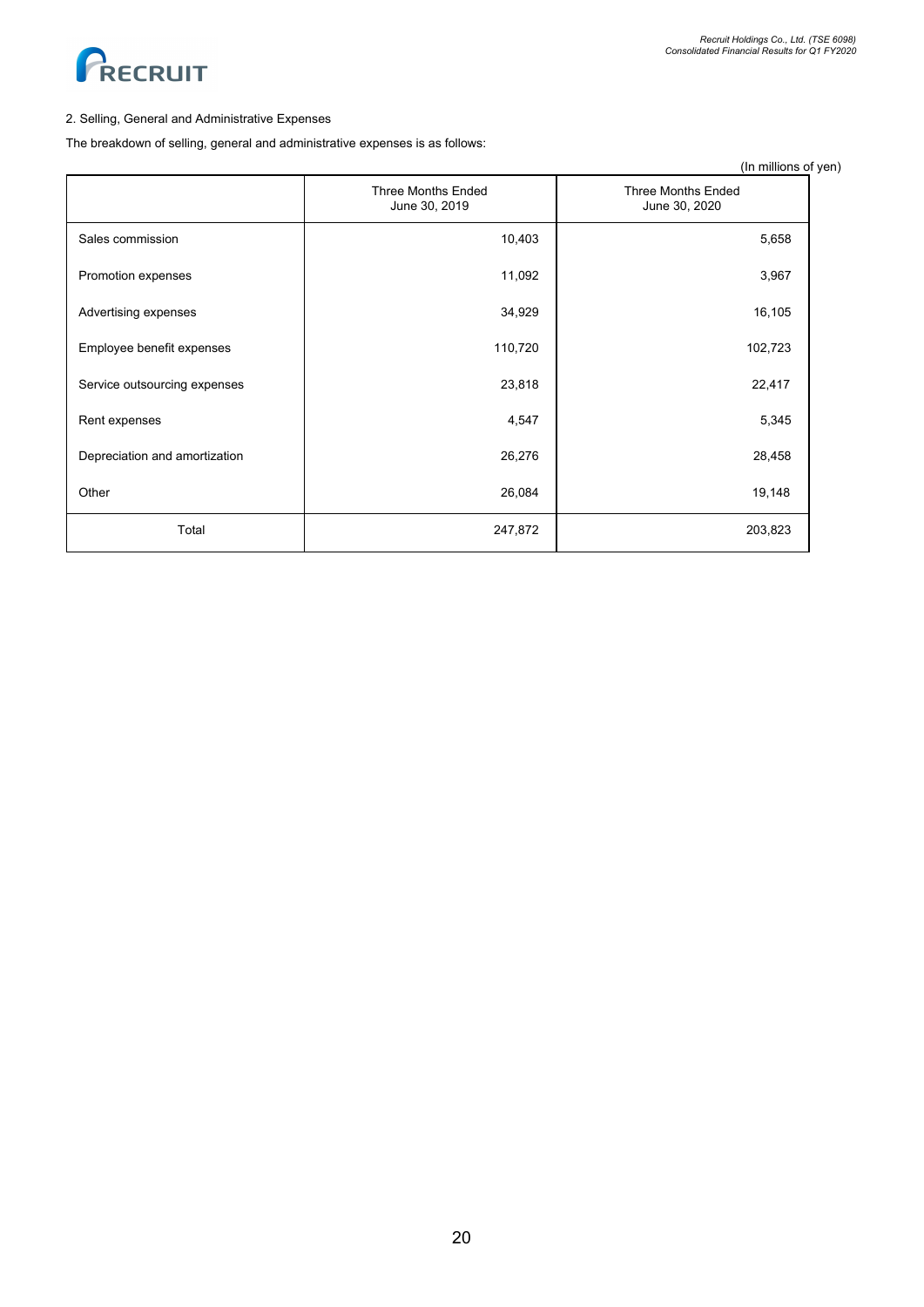## 2. Selling, General and Administrative Expenses

The breakdown of selling, general and administrative expenses is as follows:

(In millions of yen)

| | Three Months Ended June 30, 2019 | Three Months Ended June 30, 2020 |
|---|---|---|
| Sales commission | 10,403 | 5,658 |
| Promotion expenses | 11,092 | 3,967 |
| Advertising expenses | 34,929 | 16,105 |
| Employee benefit expenses | 110,720 | 102,723 |
| Service outsourcing expenses | 23,818 | 22,417 |
| Rent expenses | 4,547 | 5,345 |
| Depreciation and amortization | 26,276 | 28,458 |
| Other | 26,084 | 19,148 |
| Total | 247,872 | 203,823 |